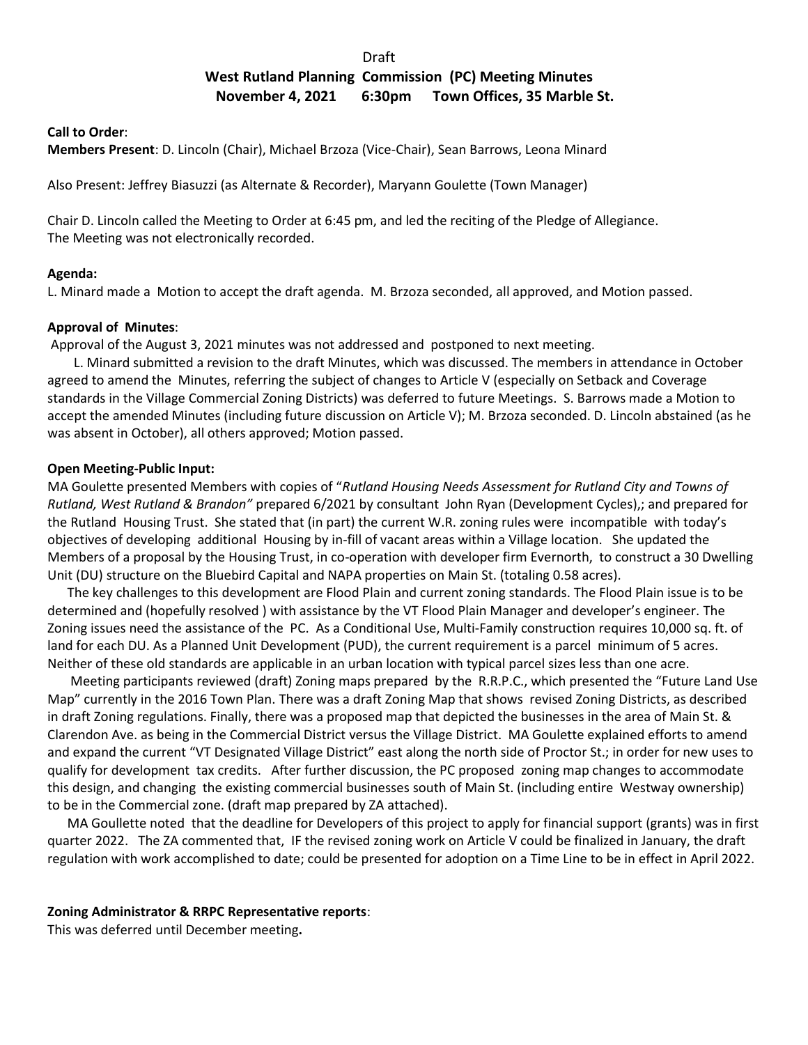Draft

# West Rutland Planning Commission (PC) Meeting Minutes

## November 4, 2021 6:30pm Town Offices, 35 Marble St.

**Call to Order**:

**Members Present**: D. Lincoln (Chair), Michael Brzoza (Vice-Chair), Sean Barrows, Leona Minard

Also Present: Jeffrey Biasuzzi (as Alternate & Recorder), Maryann Goulette (Town Manager)

Chair D. Lincoln called the Meeting to Order at 6:45 pm, and led the reciting of the Pledge of Allegiance.
The Meeting was not electronically recorded.

**Agenda:**

L. Minard made a Motion to accept the draft agenda. M. Brzoza seconded, all approved, and Motion passed.

**Approval of Minutes**:

Approval of the August 3, 2021 minutes was not addressed and postponed to next meeting.

L. Minard submitted a revision to the draft Minutes, which was discussed. The members in attendance in October agreed to amend the Minutes, referring the subject of changes to Article V (especially on Setback and Coverage standards in the Village Commercial Zoning Districts) was deferred to future Meetings. S. Barrows made a Motion to accept the amended Minutes (including future discussion on Article V); M. Brzoza seconded. D. Lincoln abstained (as he was absent in October), all others approved; Motion passed.

**Open Meeting-Public Input:**

MA Goulette presented Members with copies of "*Rutland Housing Needs Assessment for Rutland City and Towns of Rutland, West Rutland & Brandon"* prepared 6/2021 by consultant John Ryan (Development Cycles),; and prepared for the Rutland Housing Trust. She stated that (in part) the current W.R. zoning rules were incompatible with today's objectives of developing additional Housing by in-fill of vacant areas within a Village location. She updated the Members of a proposal by the Housing Trust, in co-operation with developer firm Evernorth, to construct a 30 Dwelling Unit (DU) structure on the Bluebird Capital and NAPA properties on Main St. (totaling 0.58 acres).

The key challenges to this development are Flood Plain and current zoning standards. The Flood Plain issue is to be determined and (hopefully resolved ) with assistance by the VT Flood Plain Manager and developer's engineer. The Zoning issues need the assistance of the PC. As a Conditional Use, Multi-Family construction requires 10,000 sq. ft. of land for each DU. As a Planned Unit Development (PUD), the current requirement is a parcel minimum of 5 acres. Neither of these old standards are applicable in an urban location with typical parcel sizes less than one acre.

Meeting participants reviewed (draft) Zoning maps prepared by the R.R.P.C., which presented the "Future Land Use Map" currently in the 2016 Town Plan. There was a draft Zoning Map that shows revised Zoning Districts, as described in draft Zoning regulations. Finally, there was a proposed map that depicted the businesses in the area of Main St. & Clarendon Ave. as being in the Commercial District versus the Village District. MA Goulette explained efforts to amend and expand the current "VT Designated Village District" east along the north side of Proctor St.; in order for new uses to qualify for development tax credits. After further discussion, the PC proposed zoning map changes to accommodate this design, and changing the existing commercial businesses south of Main St. (including entire Westway ownership) to be in the Commercial zone. (draft map prepared by ZA attached).

MA Goullette noted that the deadline for Developers of this project to apply for financial support (grants) was in first quarter 2022. The ZA commented that, IF the revised zoning work on Article V could be finalized in January, the draft regulation with work accomplished to date; could be presented for adoption on a Time Line to be in effect in April 2022.

**Zoning Administrator & RRPC Representative reports**:

This was deferred until December meeting**.**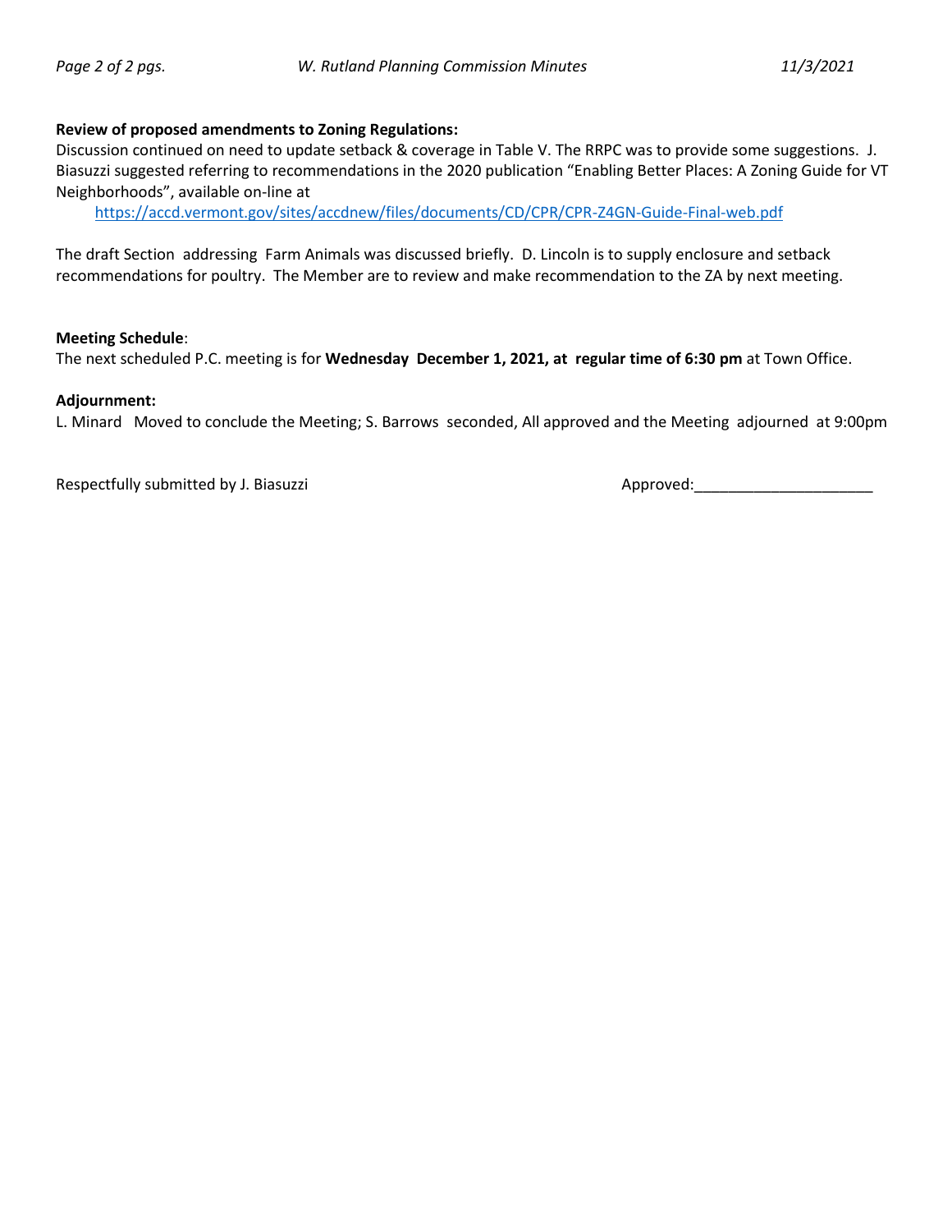**Review of proposed amendments to Zoning Regulations:**
Discussion continued on need to update setback & coverage in Table V. The RRPC was to provide some suggestions. J. Biasuzzi suggested referring to recommendations in the 2020 publication "Enabling Better Places: A Zoning Guide for VT Neighborhoods", available on-line at
https://accd.vermont.gov/sites/accdnew/files/documents/CD/CPR/CPR-Z4GN-Guide-Final-web.pdf

The draft Section addressing Farm Animals was discussed briefly. D. Lincoln is to supply enclosure and setback recommendations for poultry. The Member are to review and make recommendation to the ZA by next meeting.

**Meeting Schedule**:
The next scheduled P.C. meeting is for **Wednesday December 1, 2021, at regular time of 6:30 pm** at Town Office.

**Adjournment:**
L. Minard Moved to conclude the Meeting; S. Barrows seconded, All approved and the Meeting adjourned at 9:00pm

Respectfully submitted by J. Biasuzzi

Approved:_____________________